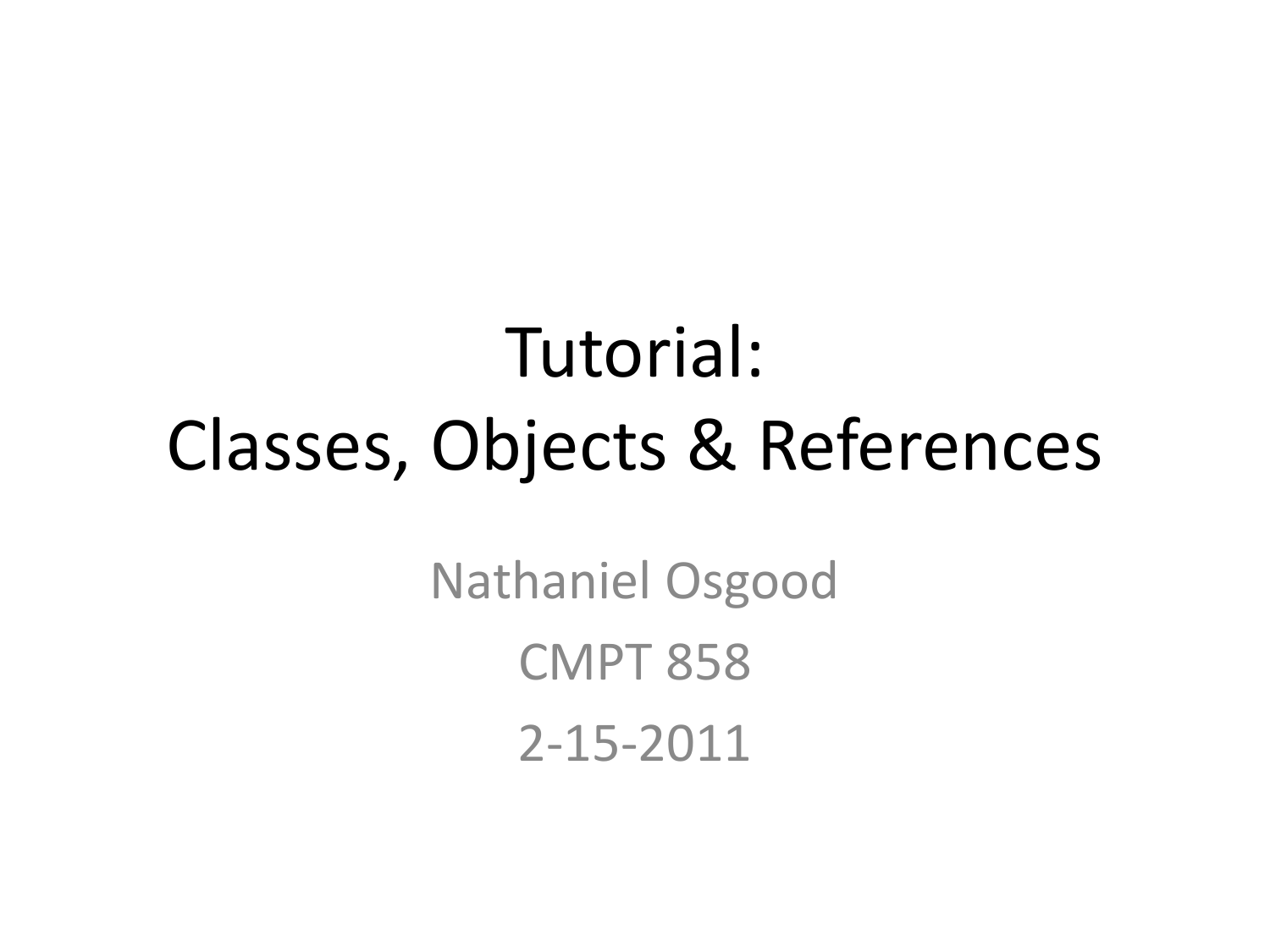# Tutorial: Classes, Objects & References

Nathaniel Osgood

CMPT 858

2-15-2011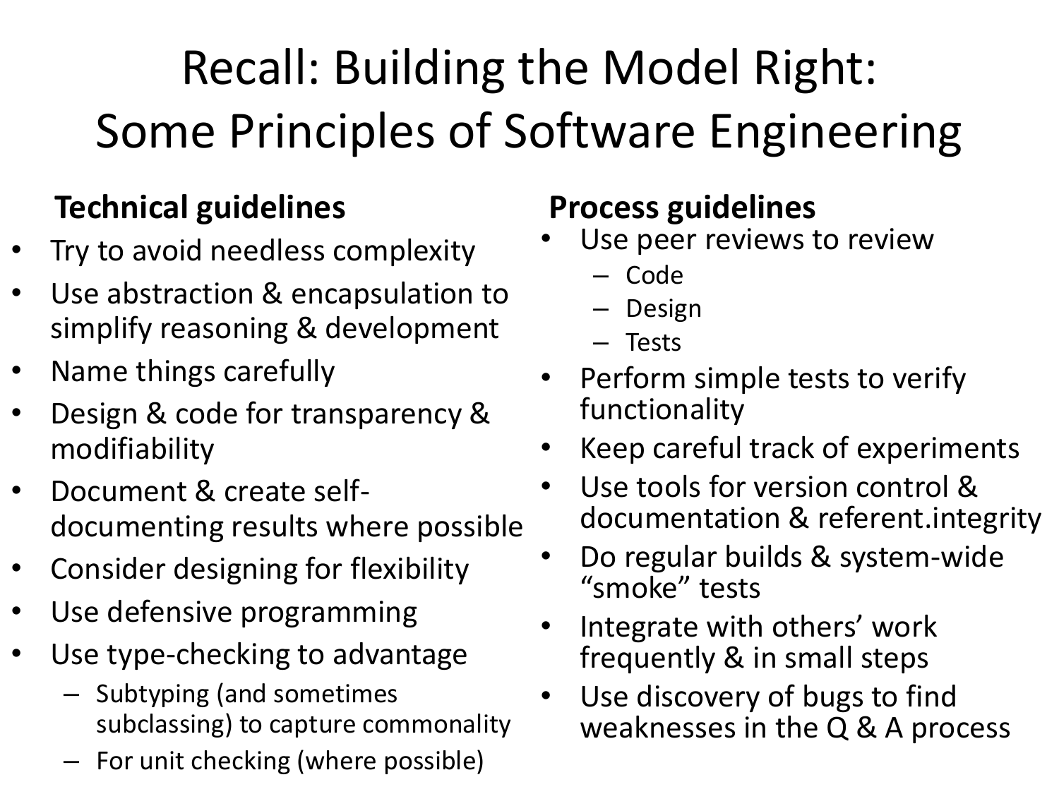# Recall: Building the Model Right: Some Principles of Software Engineering

**Technical guidelines**

- Try to avoid needless complexity
- Use abstraction & encapsulation to simplify reasoning & development
- Name things carefully
- Design & code for transparency & modifiability
- Document & create self-documenting results where possible
- Consider designing for flexibility
- Use defensive programming
- Use type-checking to advantage
  - Subtyping (and sometimes subclassing) to capture commonality
  - For unit checking (where possible)

**Process guidelines**

- Use peer reviews to review
  - Code
  - Design
  - Tests
- Perform simple tests to verify functionality
- Keep careful track of experiments
- Use tools for version control & documentation & referent.integrity
- Do regular builds & system-wide "smoke" tests
- Integrate with others' work frequently & in small steps
- Use discovery of bugs to find weaknesses in the Q & A process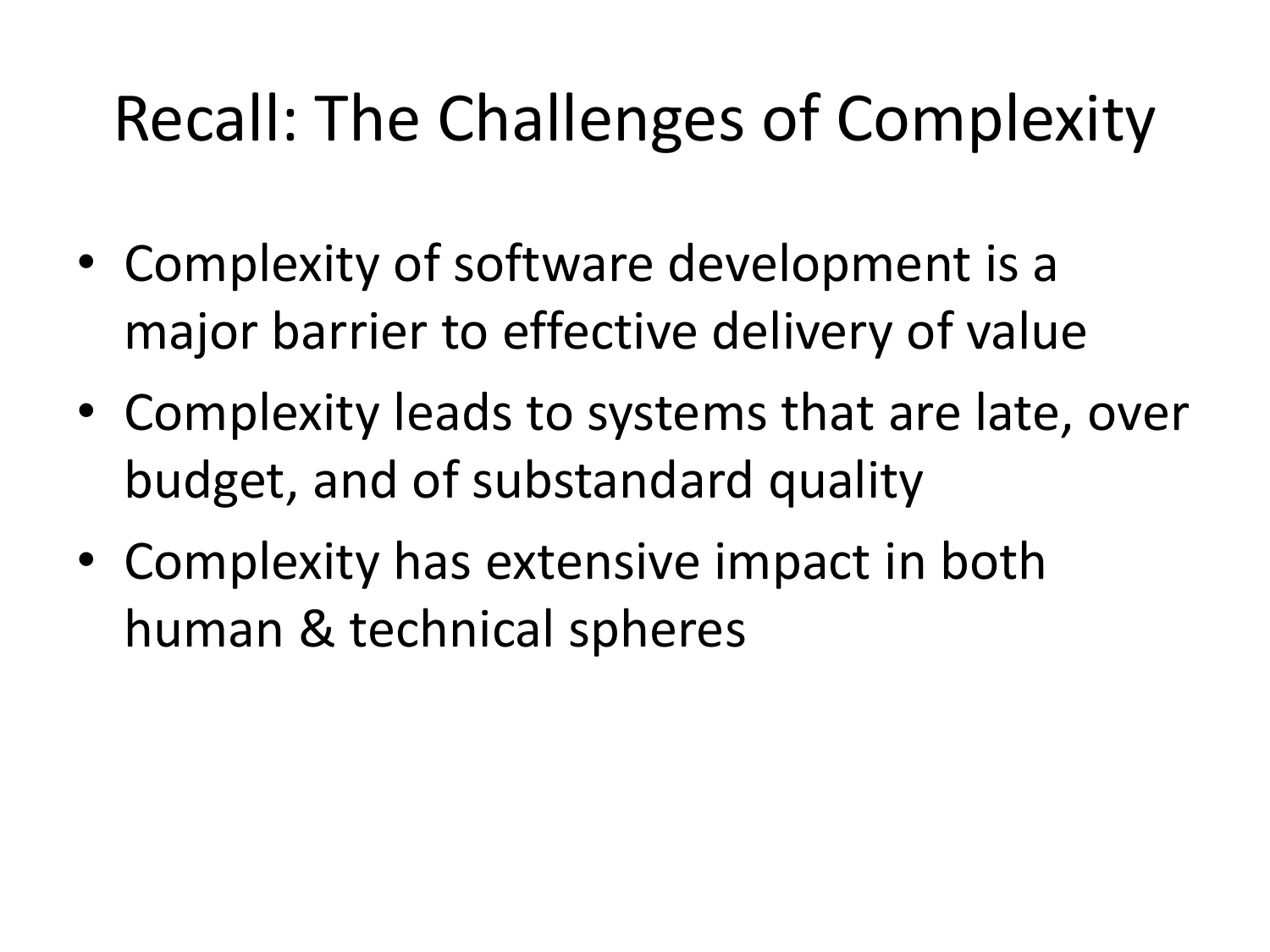# Recall: The Challenges of Complexity

- Complexity of software development is a major barrier to effective delivery of value
- Complexity leads to systems that are late, over budget, and of substandard quality
- Complexity has extensive impact in both human & technical spheres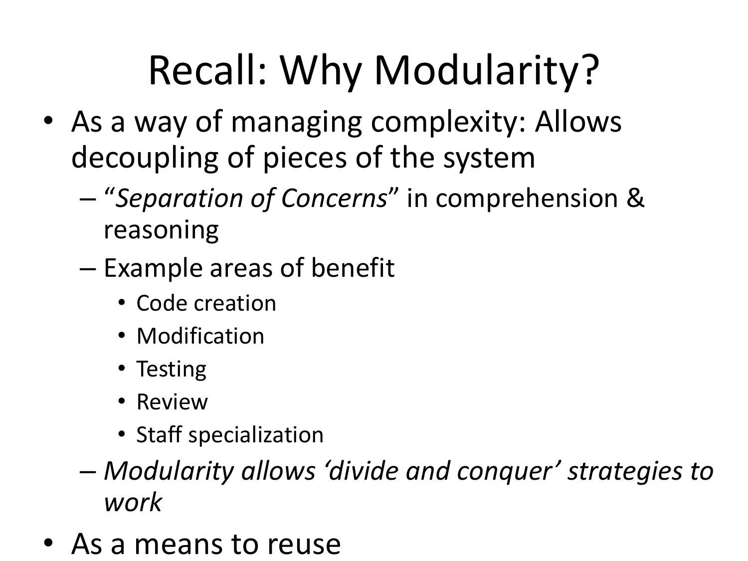# Recall: Why Modularity?

- As a way of managing complexity: Allows decoupling of pieces of the system
  - "*Separation of Concerns*" in comprehension & reasoning
  - Example areas of benefit
    - Code creation
    - Modification
    - Testing
    - Review
    - Staff specialization
  - *Modularity allows 'divide and conquer' strategies to work*
- As a means to reuse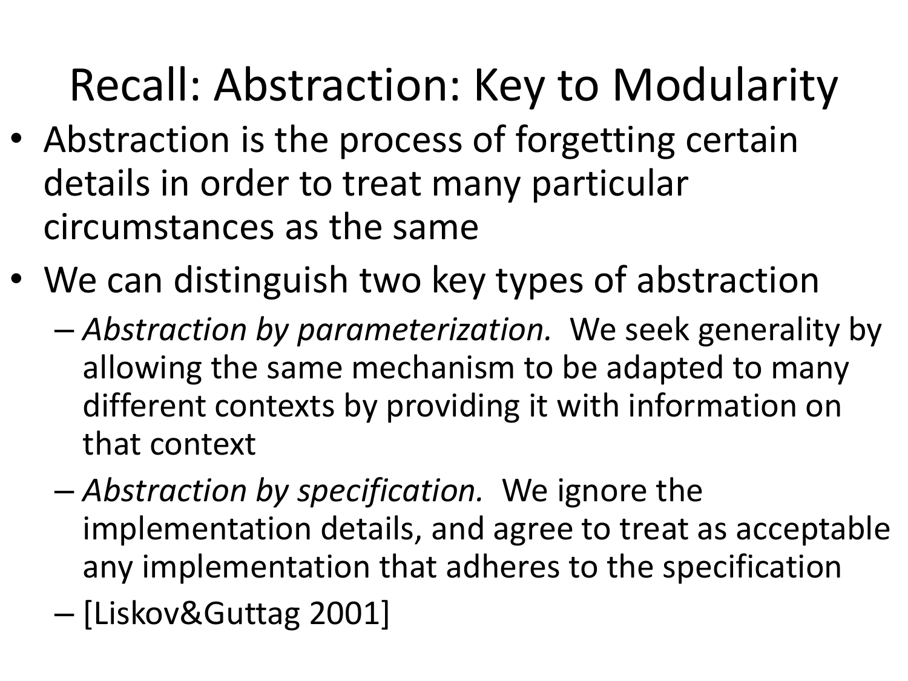# Recall: Abstraction: Key to Modularity

- Abstraction is the process of forgetting certain details in order to treat many particular circumstances as the same
- We can distinguish two key types of abstraction
  - *Abstraction by parameterization.* We seek generality by allowing the same mechanism to be adapted to many different contexts by providing it with information on that context
  - *Abstraction by specification.* We ignore the implementation details, and agree to treat as acceptable any implementation that adheres to the specification
  - [Liskov&Guttag 2001]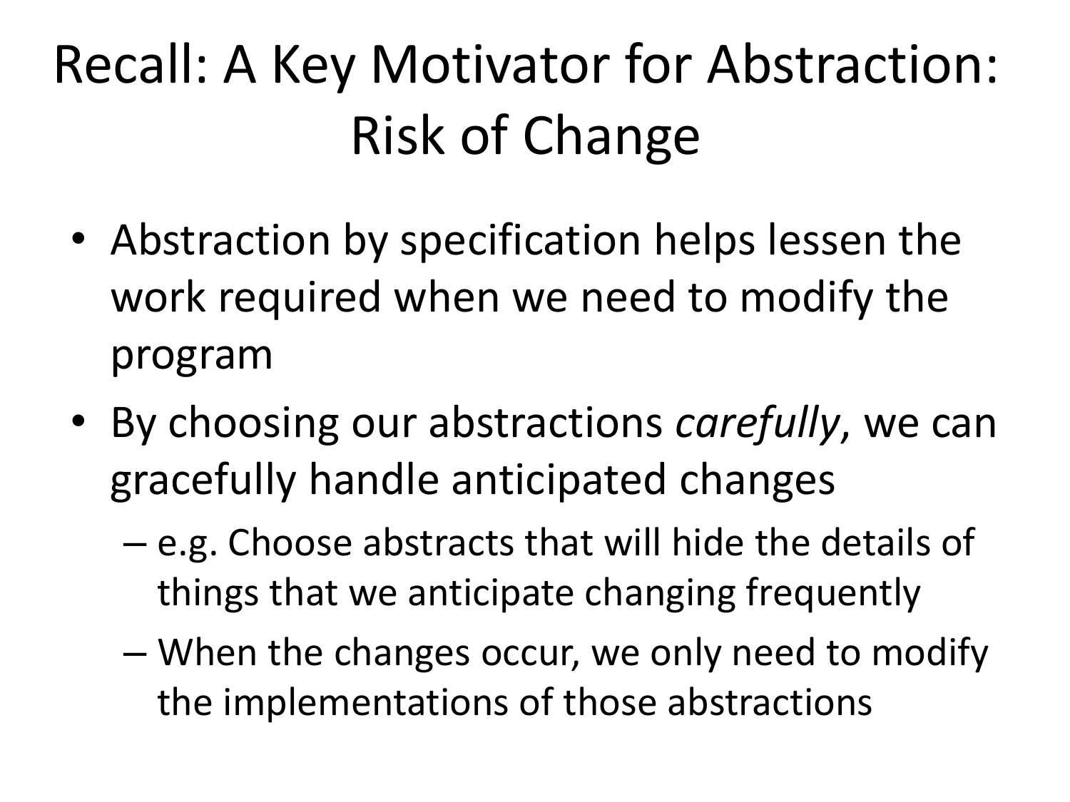# Recall: A Key Motivator for Abstraction: Risk of Change

- Abstraction by specification helps lessen the work required when we need to modify the program
- By choosing our abstractions *carefully*, we can gracefully handle anticipated changes
  - e.g. Choose abstracts that will hide the details of things that we anticipate changing frequently
  - When the changes occur, we only need to modify the implementations of those abstractions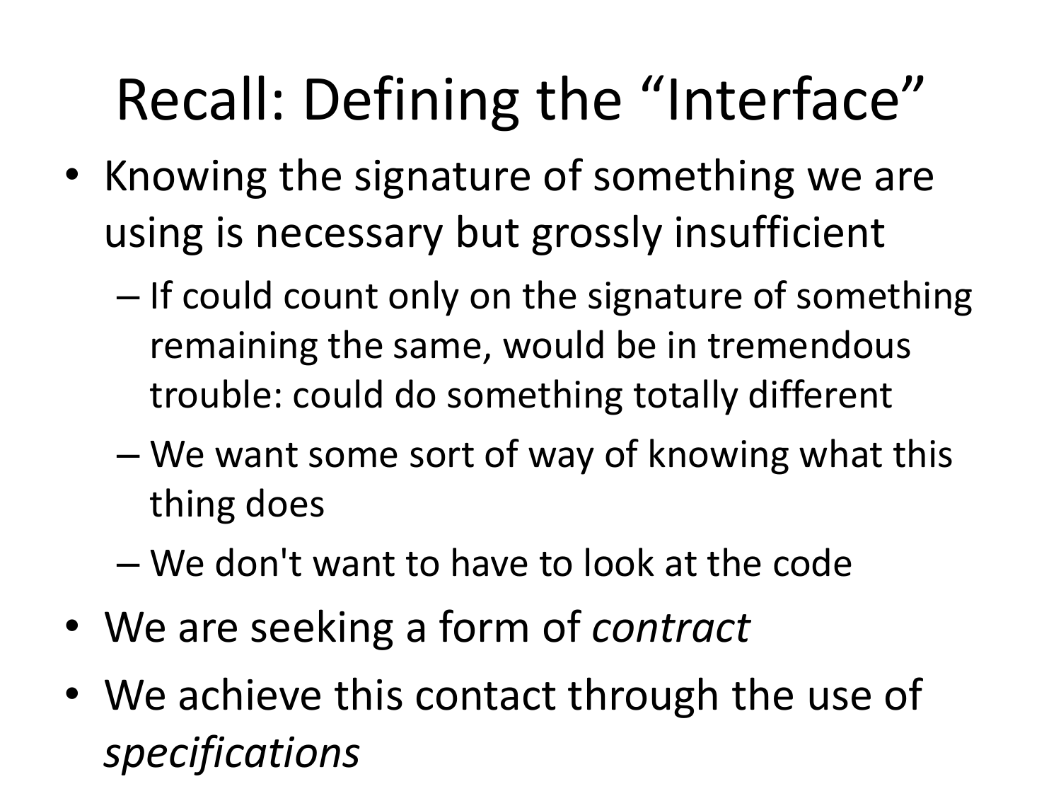# Recall: Defining the "Interface"

- Knowing the signature of something we are using is necessary but grossly insufficient
  - If could count only on the signature of something remaining the same, would be in tremendous trouble: could do something totally different
  - We want some sort of way of knowing what this thing does
  - We don't want to have to look at the code
- We are seeking a form of *contract*
- We achieve this contact through the use of *specifications*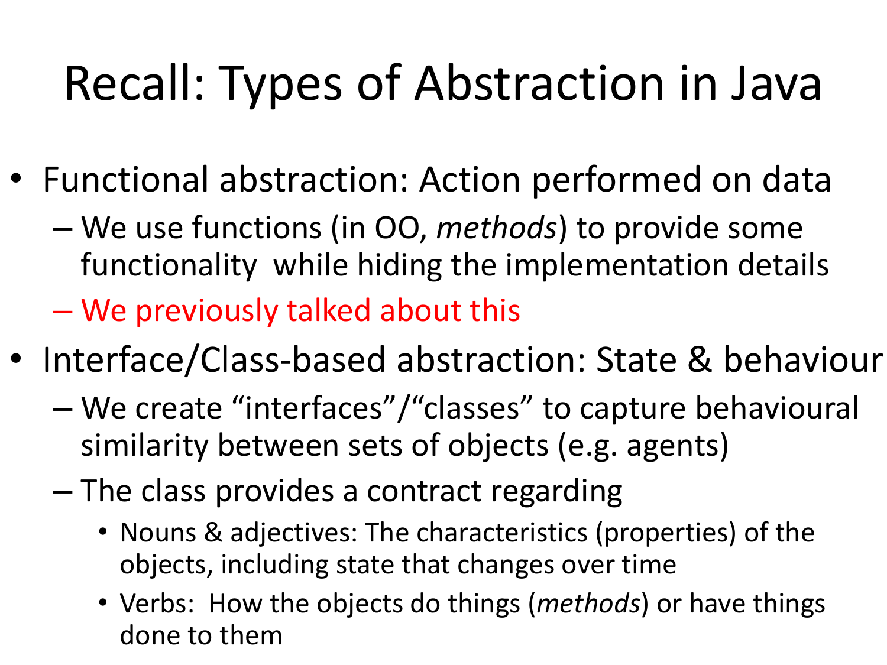# Recall: Types of Abstraction in Java

- Functional abstraction: Action performed on data
  - We use functions (in OO, *methods*) to provide some functionality while hiding the implementation details
  - We previously talked about this
- Interface/Class-based abstraction: State & behaviour
  - We create "interfaces"/"classes" to capture behavioural similarity between sets of objects (e.g. agents)
  - The class provides a contract regarding
    - Nouns & adjectives: The characteristics (properties) of the objects, including state that changes over time
    - Verbs: How the objects do things (*methods*) or have things done to them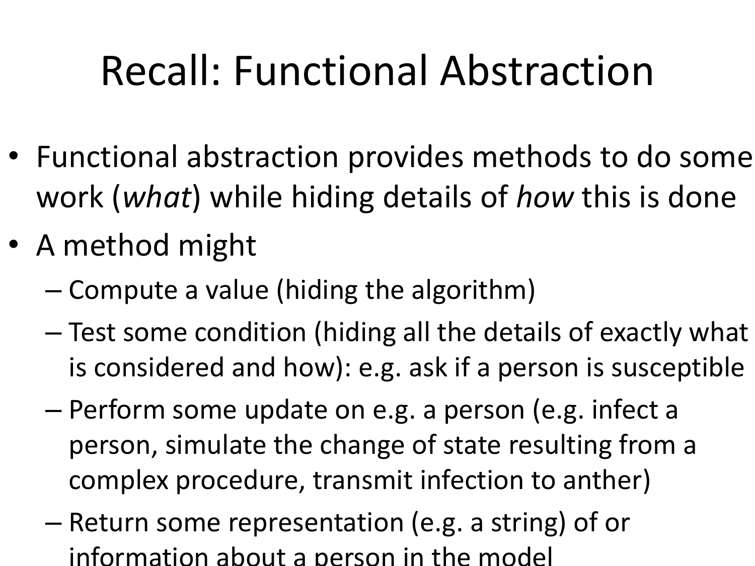# Recall: Functional Abstraction

- Functional abstraction provides methods to do some work (*what*) while hiding details of *how* this is done
- A method might
  - Compute a value (hiding the algorithm)
  - Test some condition (hiding all the details of exactly what is considered and how): e.g. ask if a person is susceptible
  - Perform some update on e.g. a person (e.g. infect a person, simulate the change of state resulting from a complex procedure, transmit infection to anther)
  - Return some representation (e.g. a string) of or information about a person in the model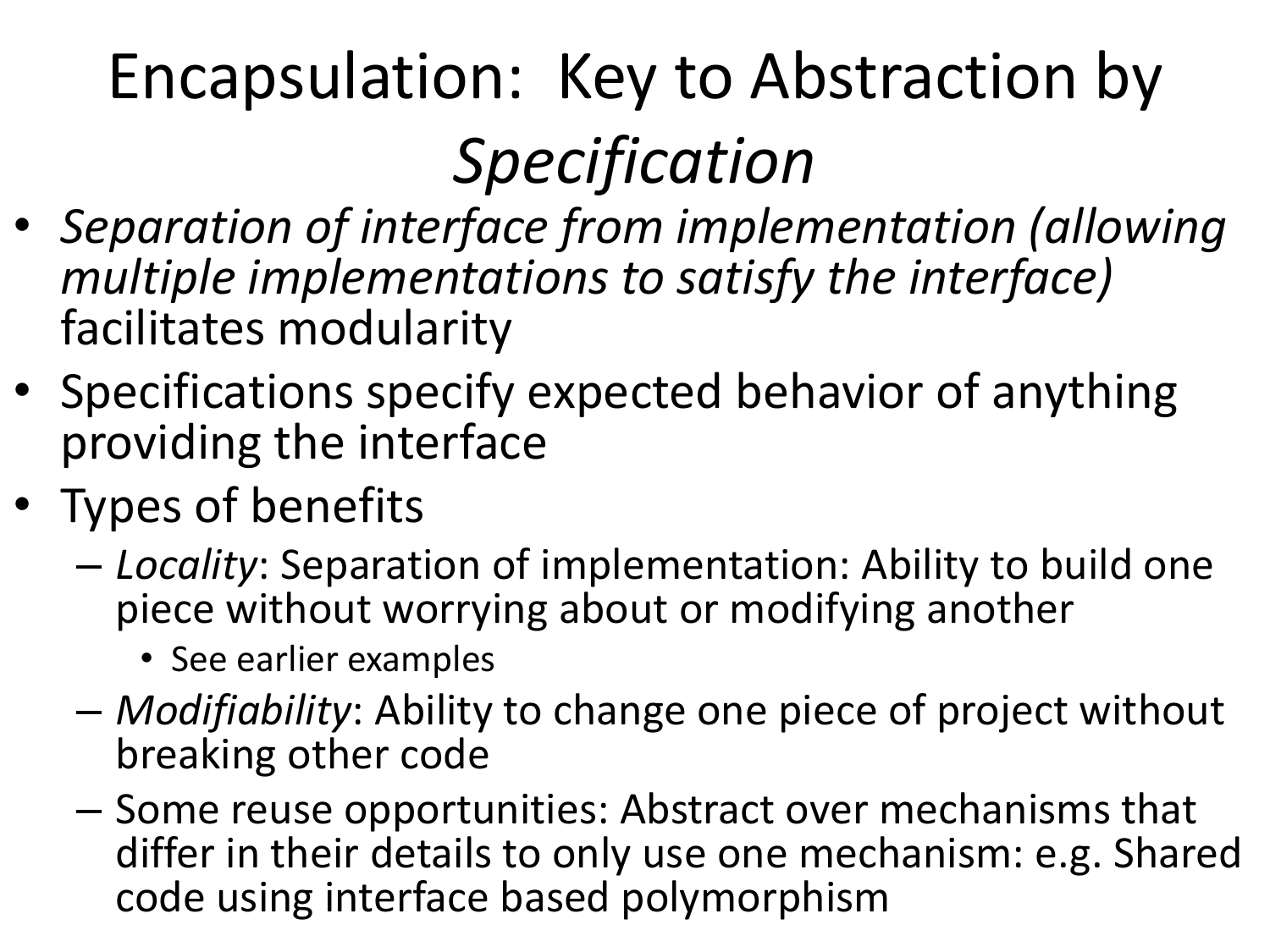# Encapsulation: Key to Abstraction by *Specification*

- *Separation of interface from implementation (allowing multiple implementations to satisfy the interface)* facilitates modularity
- Specifications specify expected behavior of anything providing the interface
- Types of benefits
  - *Locality*: Separation of implementation: Ability to build one piece without worrying about or modifying another
    - See earlier examples
  - *Modifiability*: Ability to change one piece of project without breaking other code
  - Some reuse opportunities: Abstract over mechanisms that differ in their details to only use one mechanism: e.g. Shared code using interface based polymorphism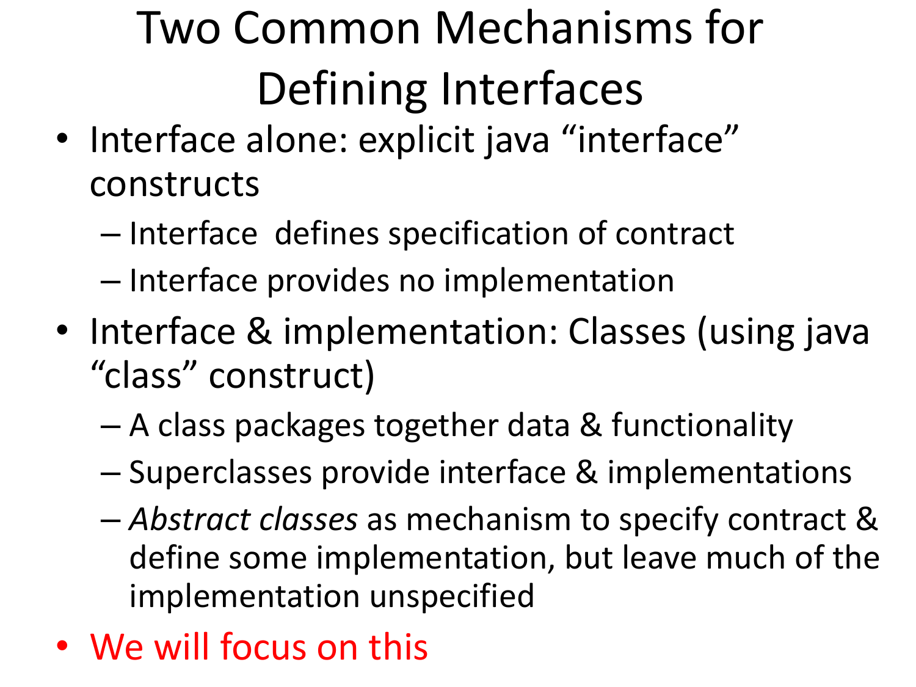# Two Common Mechanisms for Defining Interfaces

- Interface alone: explicit java "interface" constructs
  - Interface  defines specification of contract
  - Interface provides no implementation
- Interface & implementation: Classes (using java "class" construct)
  - A class packages together data & functionality
  - Superclasses provide interface & implementations
  - *Abstract classes* as mechanism to specify contract & define some implementation, but leave much of the implementation unspecified
- We will focus on this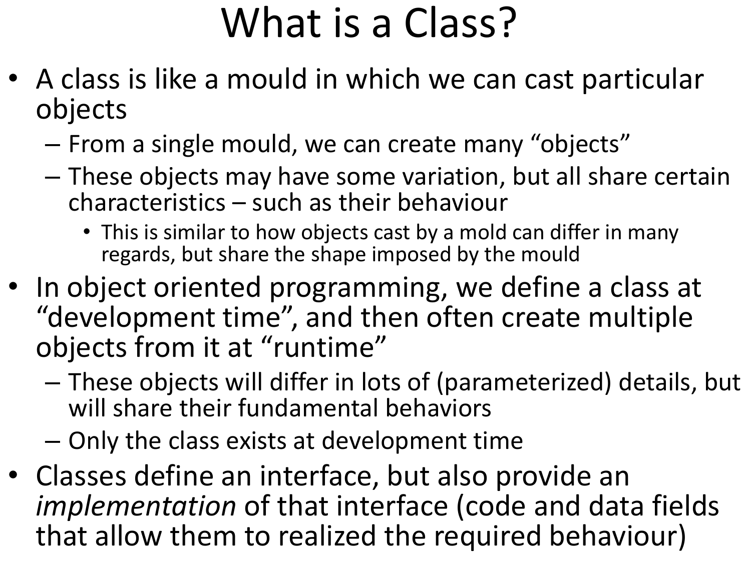# What is a Class?

- A class is like a mould in which we can cast particular objects
  - From a single mould, we can create many "objects"
  - These objects may have some variation, but all share certain characteristics – such as their behaviour
    - This is similar to how objects cast by a mold can differ in many regards, but share the shape imposed by the mould
- In object oriented programming, we define a class at "development time", and then often create multiple objects from it at "runtime"
  - These objects will differ in lots of (parameterized) details, but will share their fundamental behaviors
  - Only the class exists at development time
- Classes define an interface, but also provide an *implementation* of that interface (code and data fields that allow them to realized the required behaviour)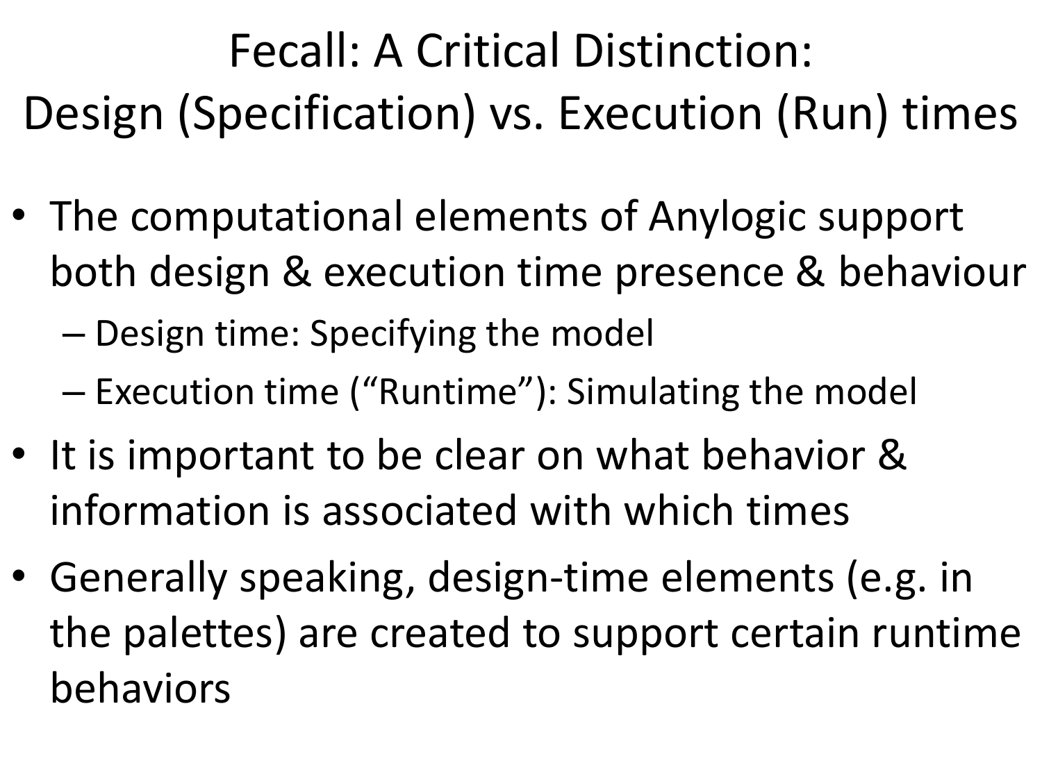# Fecall: A Critical Distinction: Design (Specification) vs. Execution (Run) times

- The computational elements of Anylogic support both design & execution time presence & behaviour
  - Design time: Specifying the model
  - Execution time ("Runtime"): Simulating the model
- It is important to be clear on what behavior & information is associated with which times
- Generally speaking, design-time elements (e.g. in the palettes) are created to support certain runtime behaviors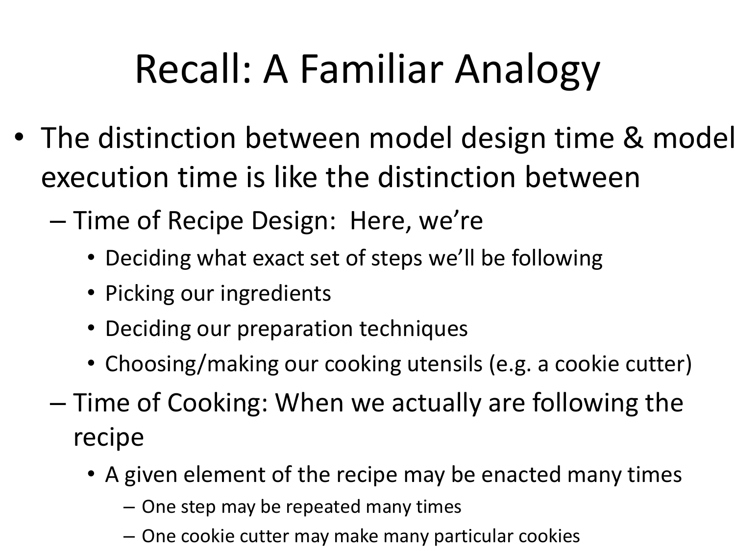# Recall: A Familiar Analogy

- The distinction between model design time & model execution time is like the distinction between
  - Time of Recipe Design: Here, we're
    - Deciding what exact set of steps we'll be following
    - Picking our ingredients
    - Deciding our preparation techniques
    - Choosing/making our cooking utensils (e.g. a cookie cutter)
  - Time of Cooking: When we actually are following the recipe
    - A given element of the recipe may be enacted many times
      - One step may be repeated many times
      - One cookie cutter may make many particular cookies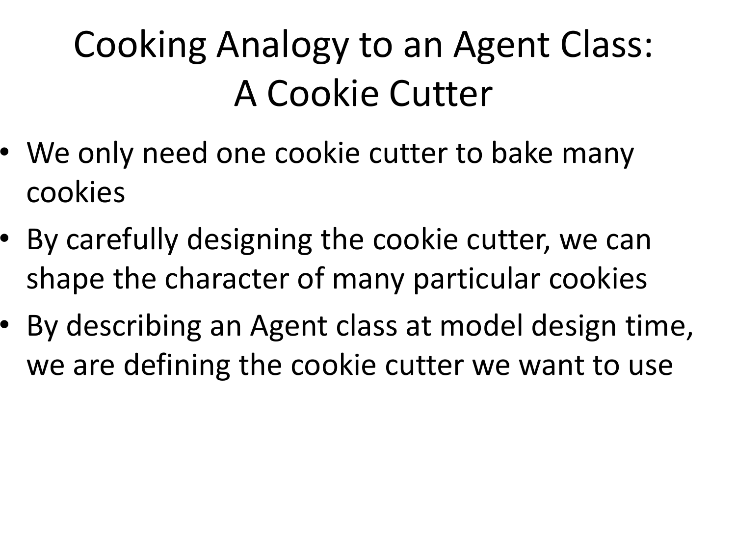# Cooking Analogy to an Agent Class: A Cookie Cutter

- We only need one cookie cutter to bake many cookies
- By carefully designing the cookie cutter, we can shape the character of many particular cookies
- By describing an Agent class at model design time, we are defining the cookie cutter we want to use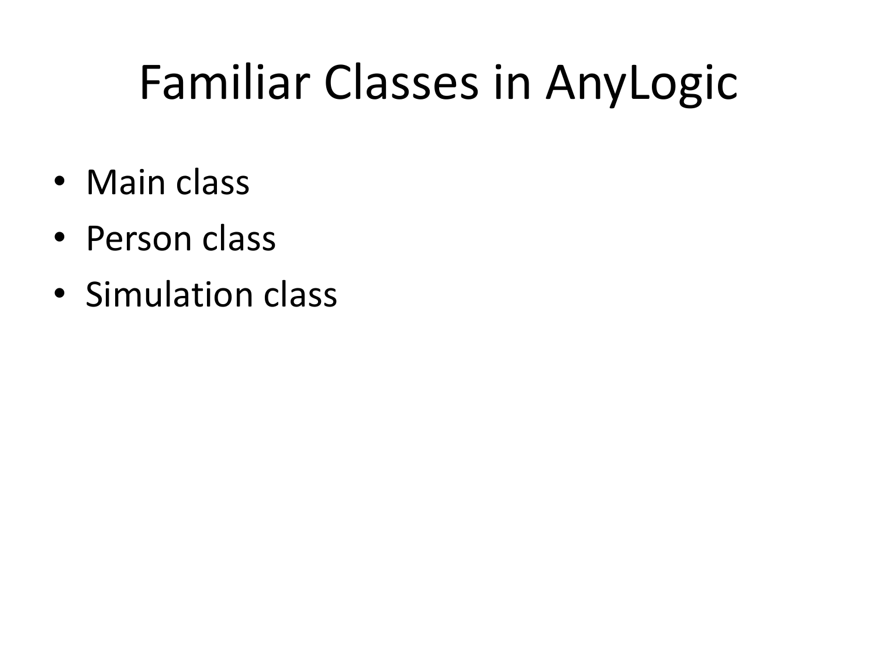# Familiar Classes in AnyLogic

- Main class
- Person class
- Simulation class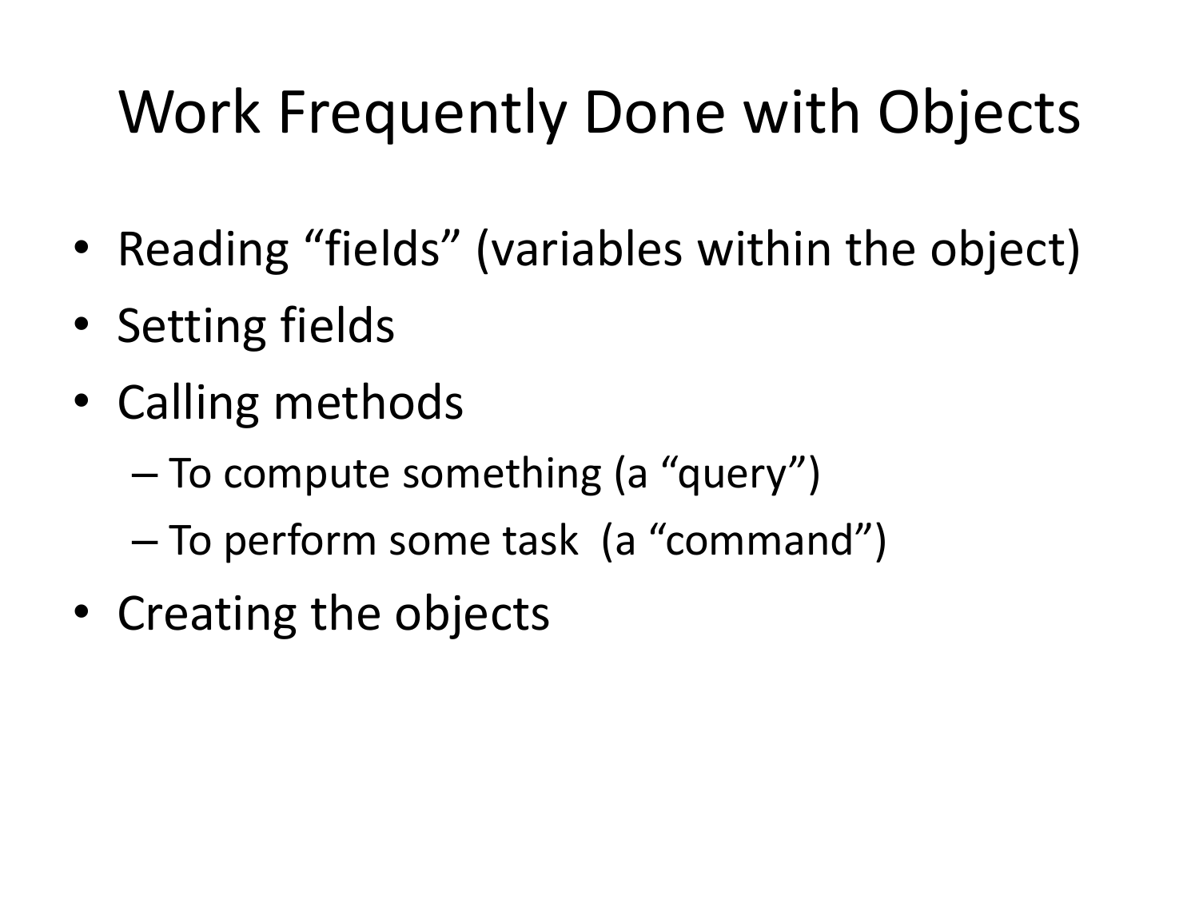# Work Frequently Done with Objects

- Reading “fields” (variables within the object)
- Setting fields
- Calling methods
  - To compute something (a “query”)
  - To perform some task (a “command”)
- Creating the objects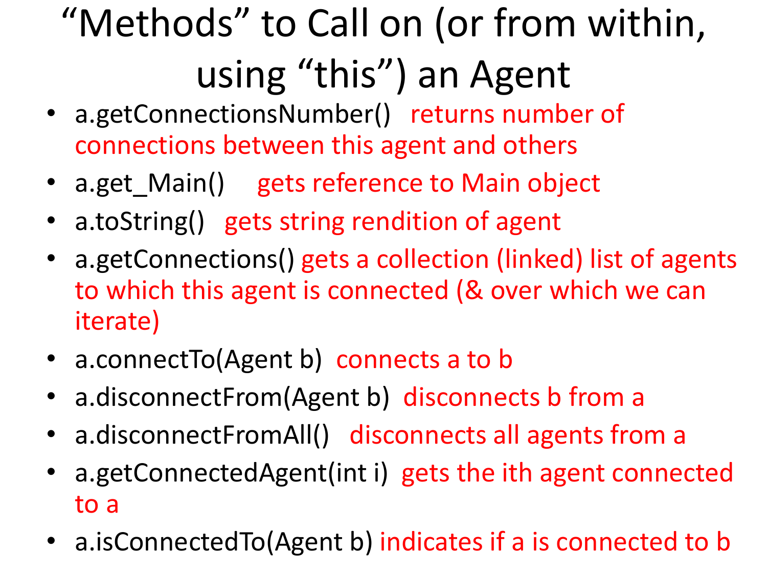# "Methods" to Call on (or from within, using "this") an Agent

- a.getConnectionsNumber() returns number of connections between this agent and others
- a.get_Main() gets reference to Main object
- a.toString() gets string rendition of agent
- a.getConnections() gets a collection (linked) list of agents to which this agent is connected (& over which we can iterate)
- a.connectTo(Agent b) connects a to b
- a.disconnectFrom(Agent b) disconnects b from a
- a.disconnectFromAll() disconnects all agents from a
- a.getConnectedAgent(int i) gets the ith agent connected to a
- a.isConnectedTo(Agent b) indicates if a is connected to b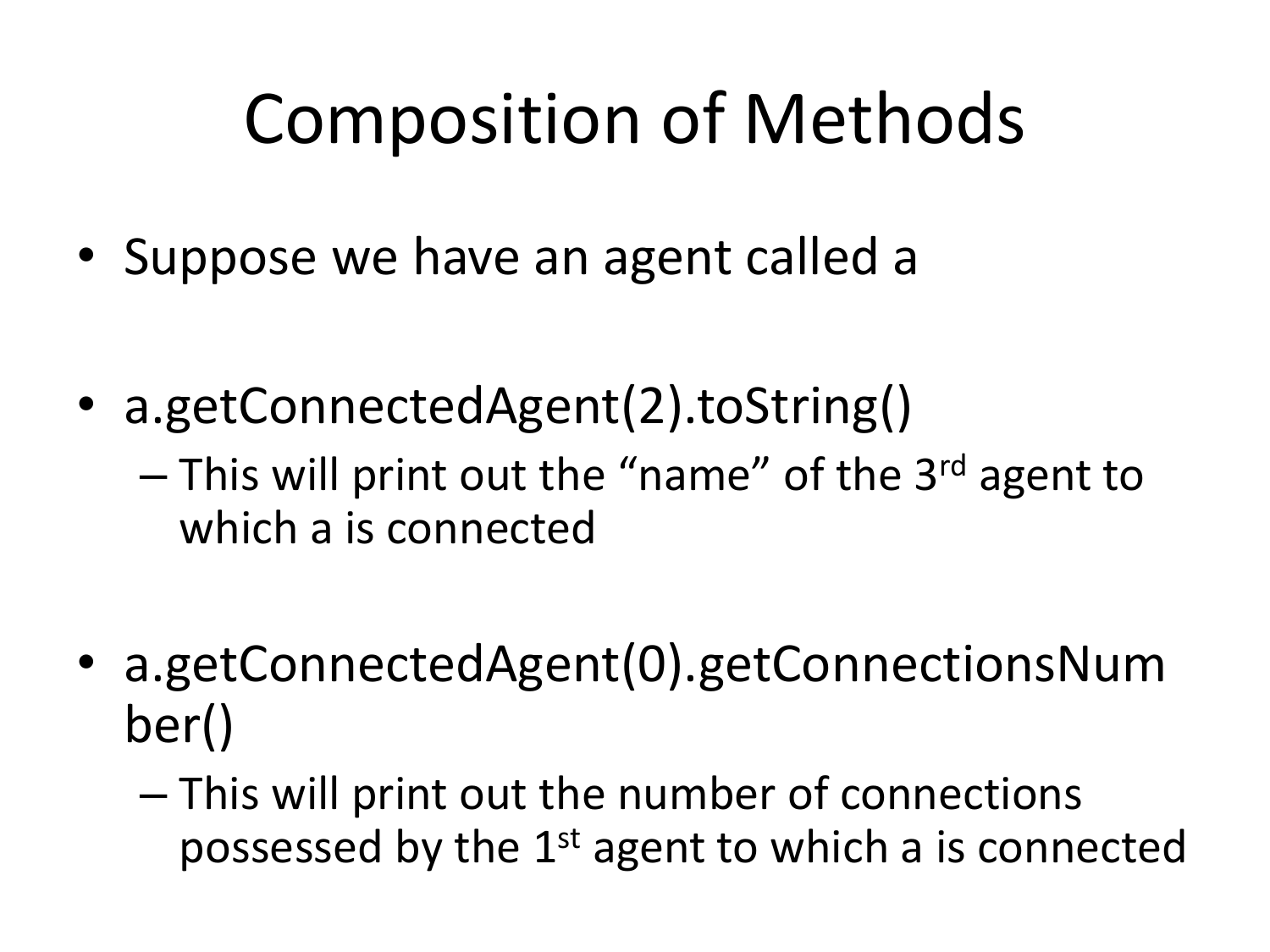# Composition of Methods

- Suppose we have an agent called a

- a.getConnectedAgent(2).toString()
  - This will print out the "name" of the 3rd agent to which a is connected

- a.getConnectedAgent(0).getConnectionsNumber()
  - This will print out the number of connections possessed by the 1st agent to which a is connected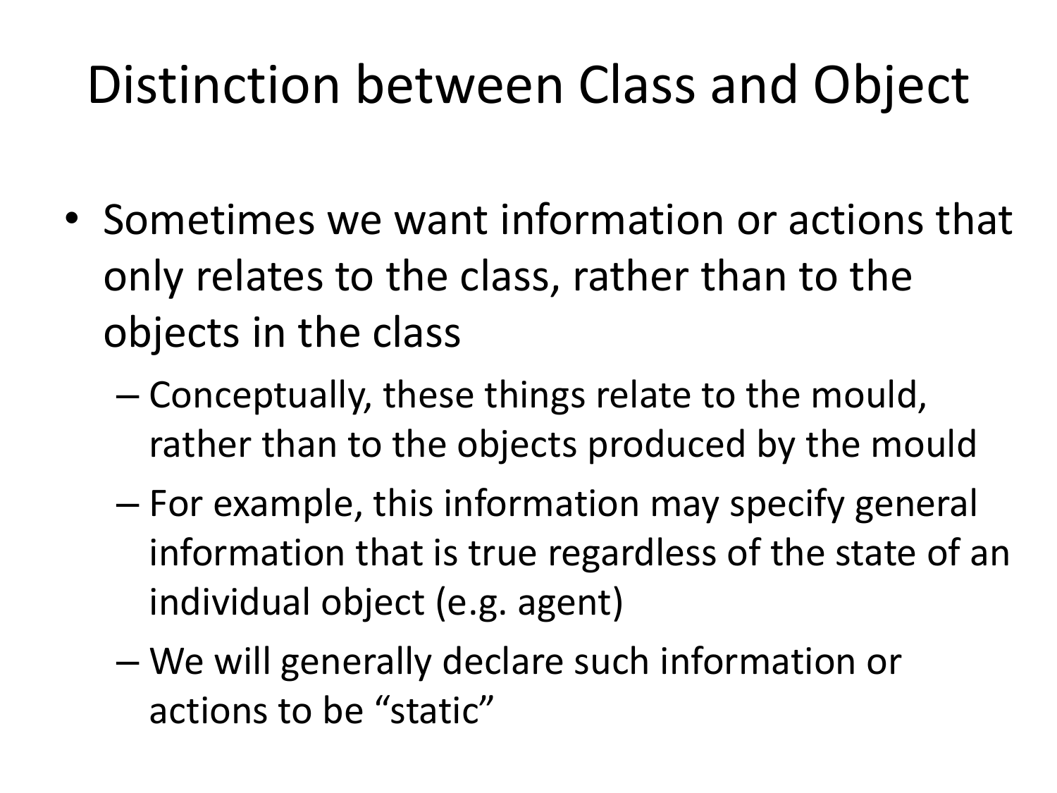# Distinction between Class and Object

- Sometimes we want information or actions that only relates to the class, rather than to the objects in the class
  - Conceptually, these things relate to the mould, rather than to the objects produced by the mould
  - For example, this information may specify general information that is true regardless of the state of an individual object (e.g. agent)
  - We will generally declare such information or actions to be "static"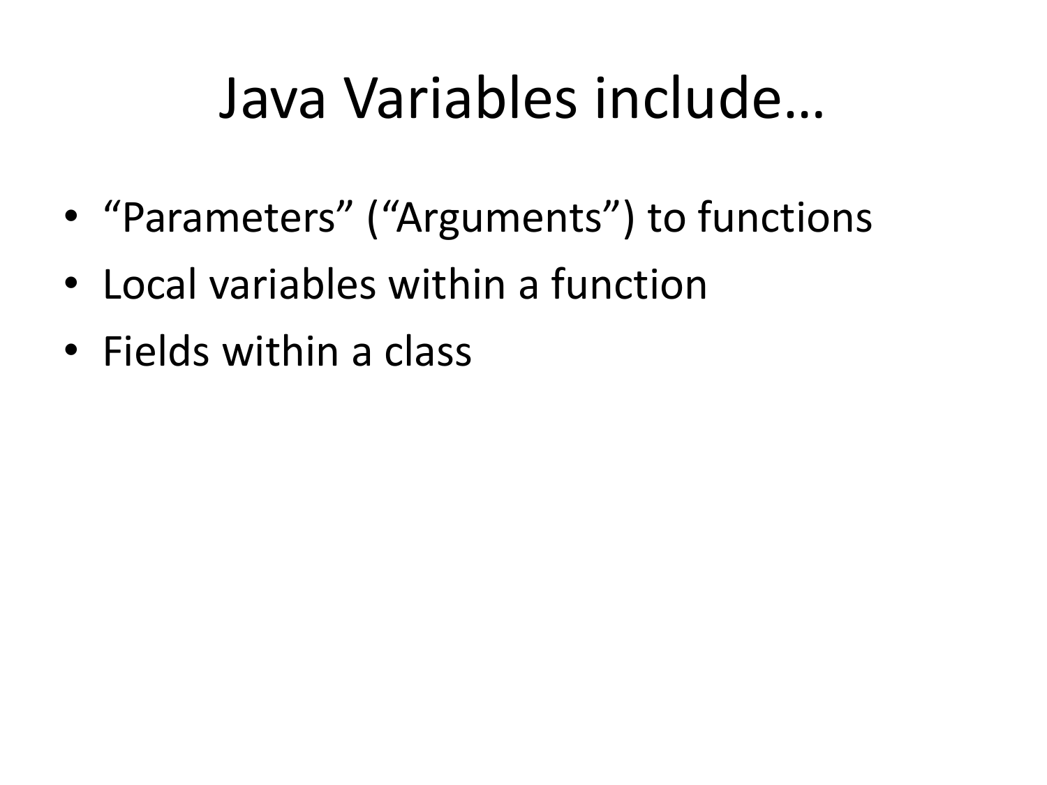# Java Variables include…

- “Parameters” (“Arguments”) to functions
- Local variables within a function
- Fields within a class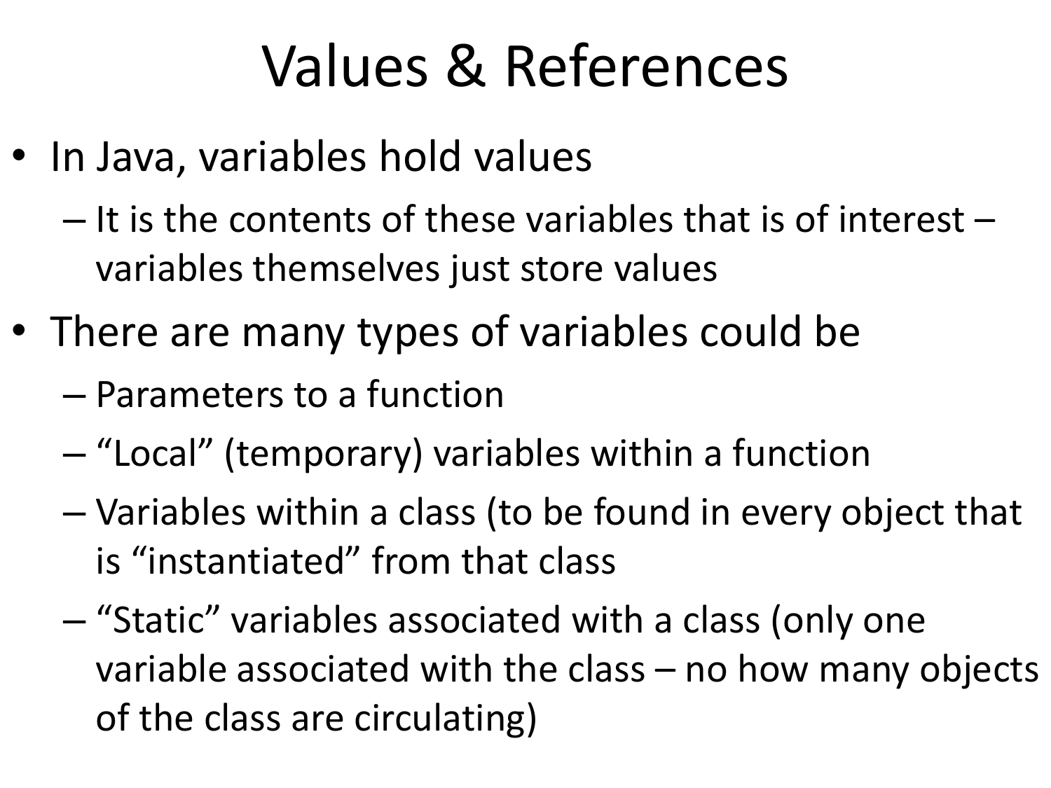# Values & References

- In Java, variables hold values
  - It is the contents of these variables that is of interest – variables themselves just store values
- There are many types of variables could be
  - Parameters to a function
  - "Local" (temporary) variables within a function
  - Variables within a class (to be found in every object that is "instantiated" from that class
  - "Static" variables associated with a class (only one variable associated with the class – no how many objects of the class are circulating)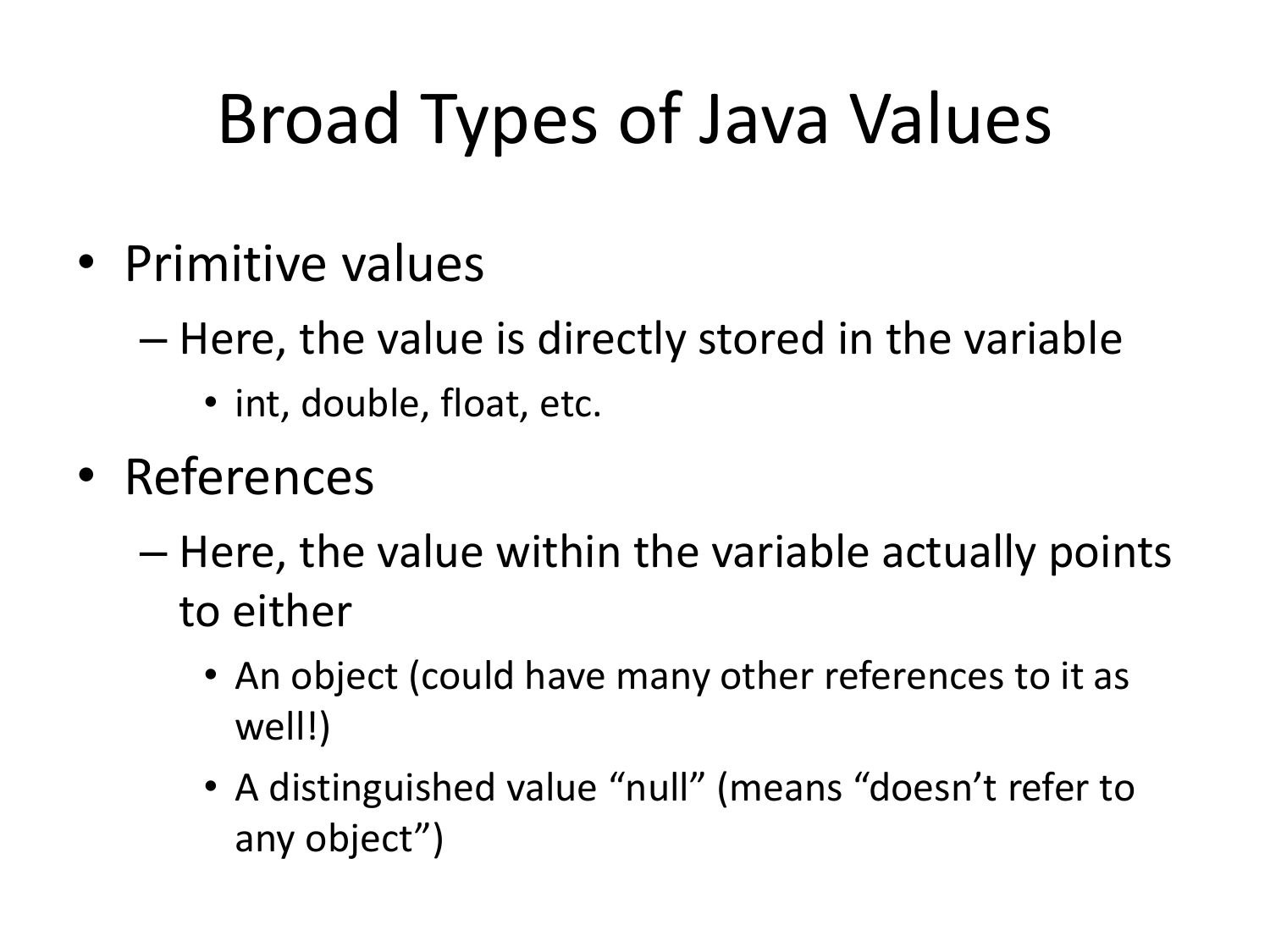# Broad Types of Java Values

- Primitive values
  - Here, the value is directly stored in the variable
    - int, double, float, etc.
- References
  - Here, the value within the variable actually points to either
    - An object (could have many other references to it as well!)
    - A distinguished value “null” (means “doesn’t refer to any object”)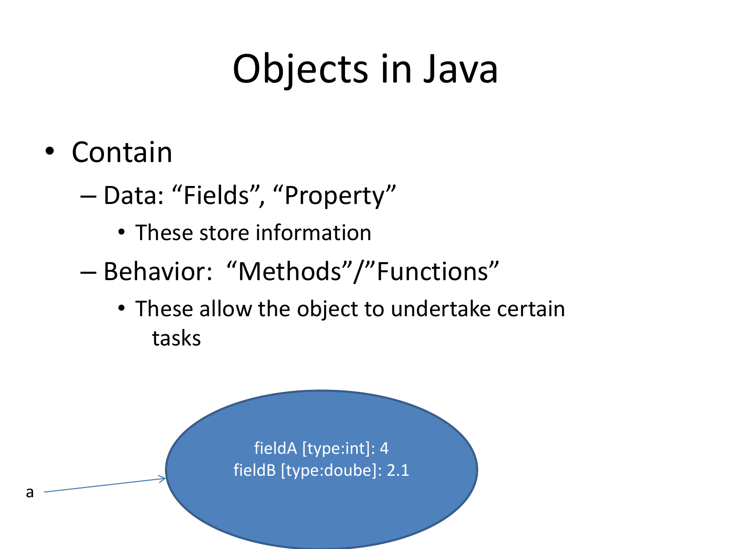# Objects in Java

- Contain
  - Data: “Fields”, “Property”
    - These store information
  - Behavior: “Methods”/”Functions”
    - These allow the object to undertake certain tasks

a

fieldA [type:int]: 4
fieldB [type:doube]: 2.1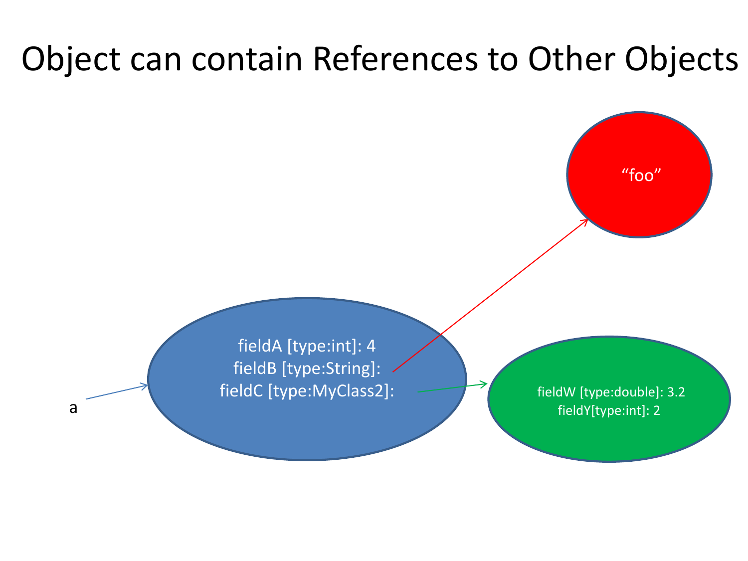# Object can contain References to Other Objects

“foo”

fieldA [type:int]: 4
fieldB [type:String]:
fieldC [type:MyClass2]:

fieldW [type:double]: 3.2
fieldY[type:int]: 2

a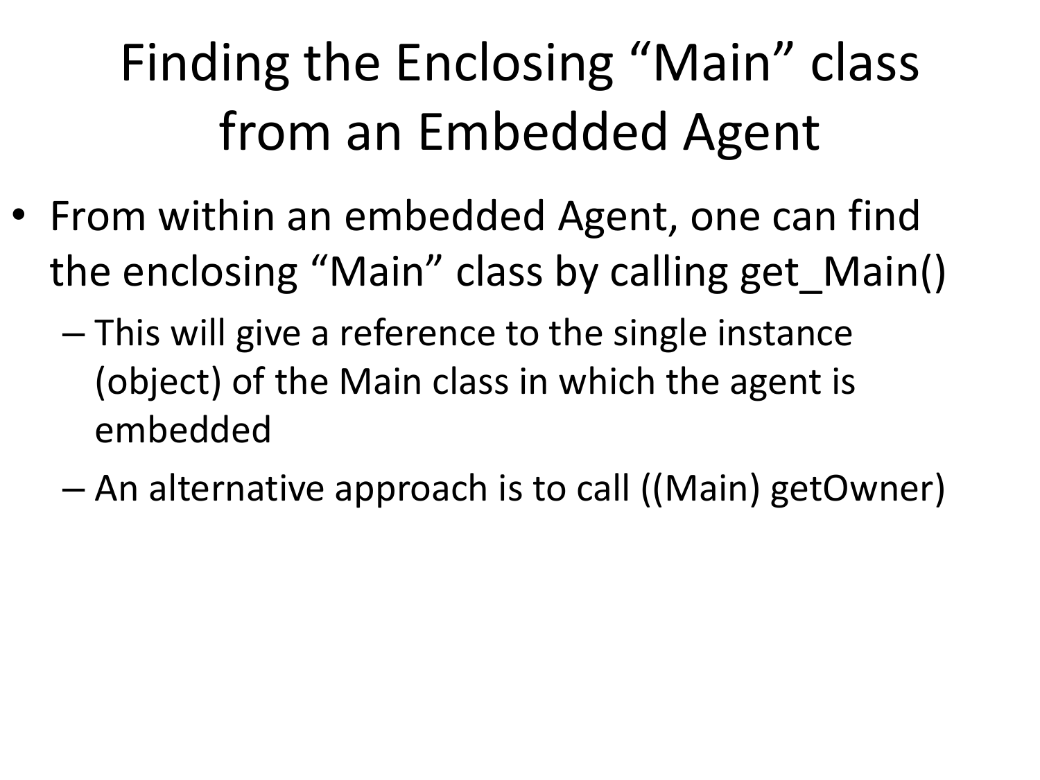# Finding the Enclosing "Main" class from an Embedded Agent

- From within an embedded Agent, one can find the enclosing "Main" class by calling get_Main()
  - This will give a reference to the single instance (object) of the Main class in which the agent is embedded
  - An alternative approach is to call ((Main) getOwner)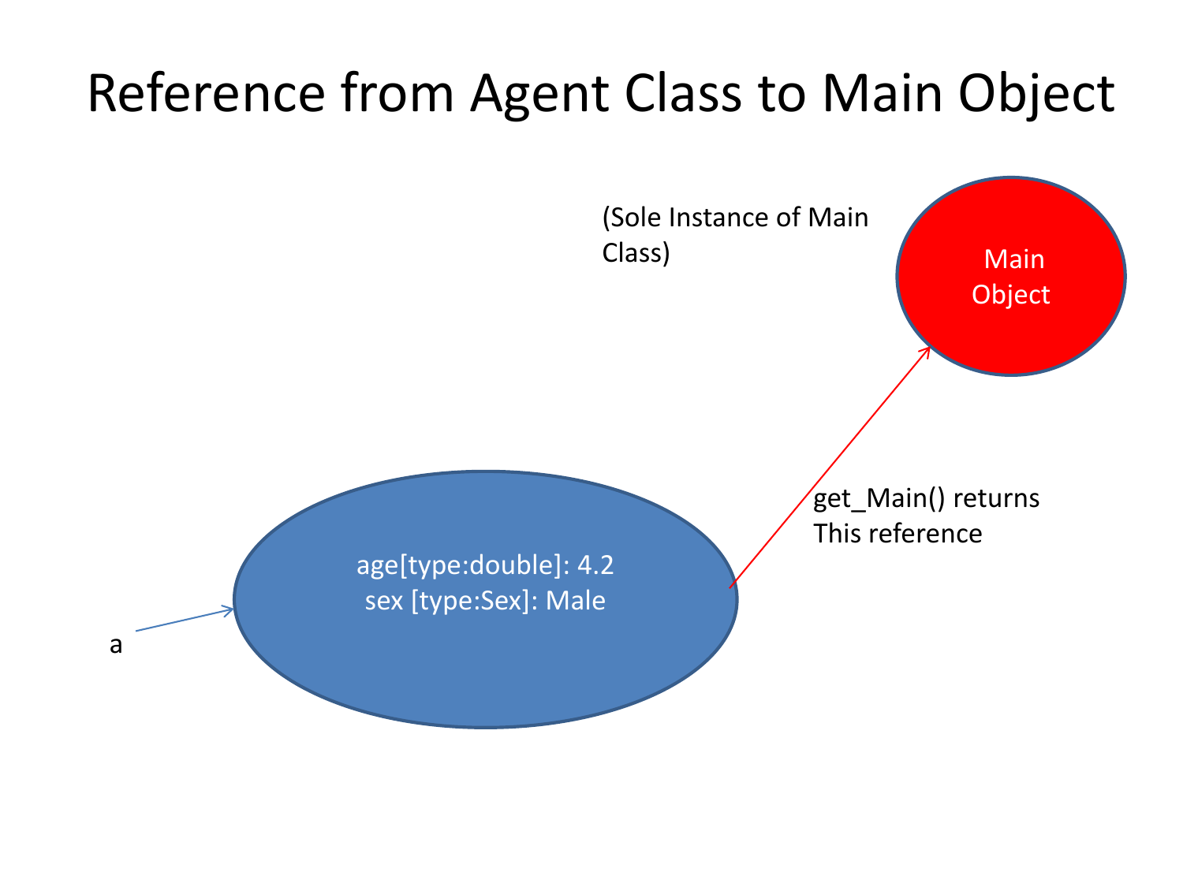# Reference from Agent Class to Main Object

(Sole Instance of Main Class)

Main Object

get_Main() returns This reference

age[type:double]: 4.2
sex [type:Sex]: Male

a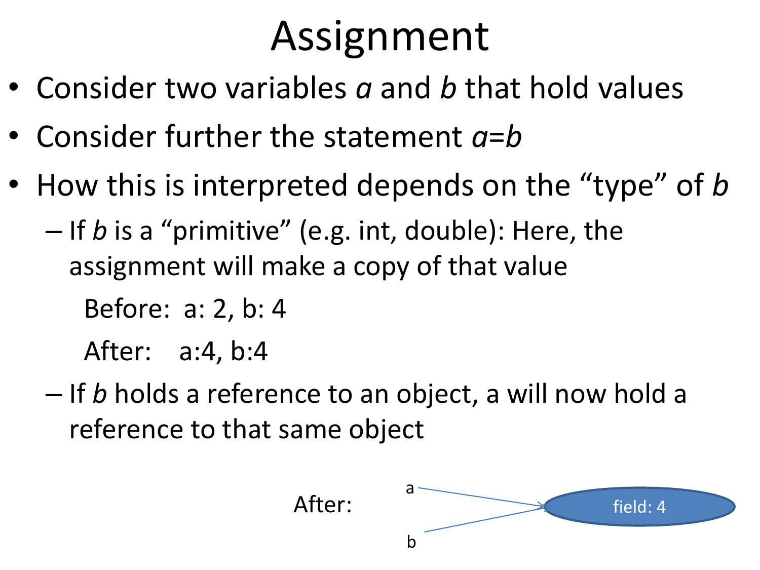# Assignment

- Consider two variables *a* and *b* that hold values
- Consider further the statement *a*=*b*
- How this is interpreted depends on the "type" of *b*
  - If *b* is a "primitive" (e.g. int, double): Here, the assignment will make a copy of that value

    Before: a: 2, b: 4

    After: a:4, b:4
  - If *b* holds a reference to an object, a will now hold a reference to that same object

After: a → field: 4 ← b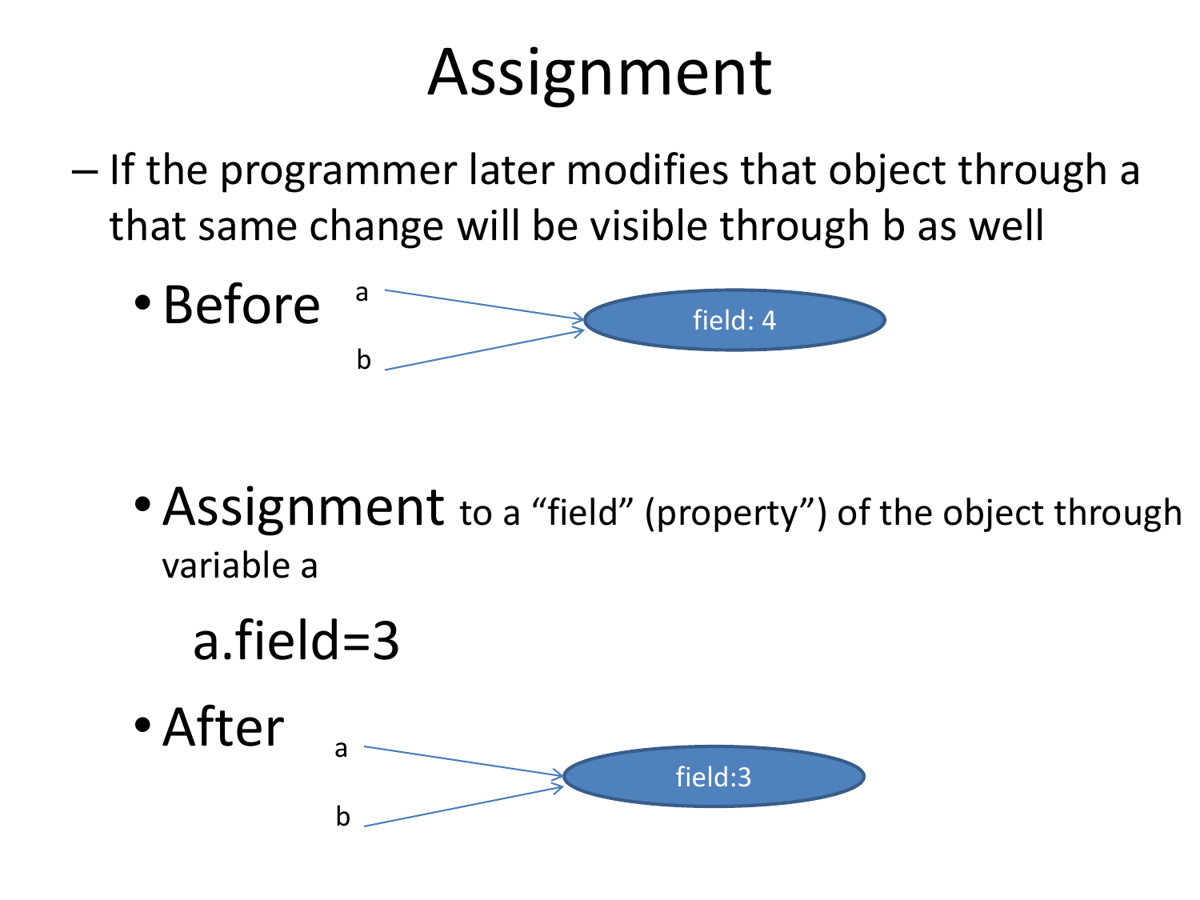# Assignment

- If the programmer later modifies that object through a that same change will be visible through b as well
  - Before
  - Assignment to a “field” (property”) of the object through variable a

    a.field=3

  - After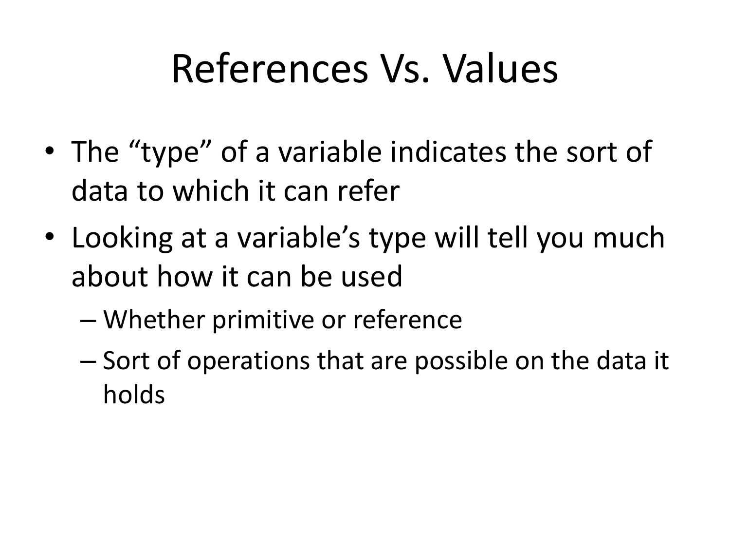# References Vs. Values

- The “type” of a variable indicates the sort of data to which it can refer
- Looking at a variable’s type will tell you much about how it can be used
  - Whether primitive or reference
  - Sort of operations that are possible on the data it holds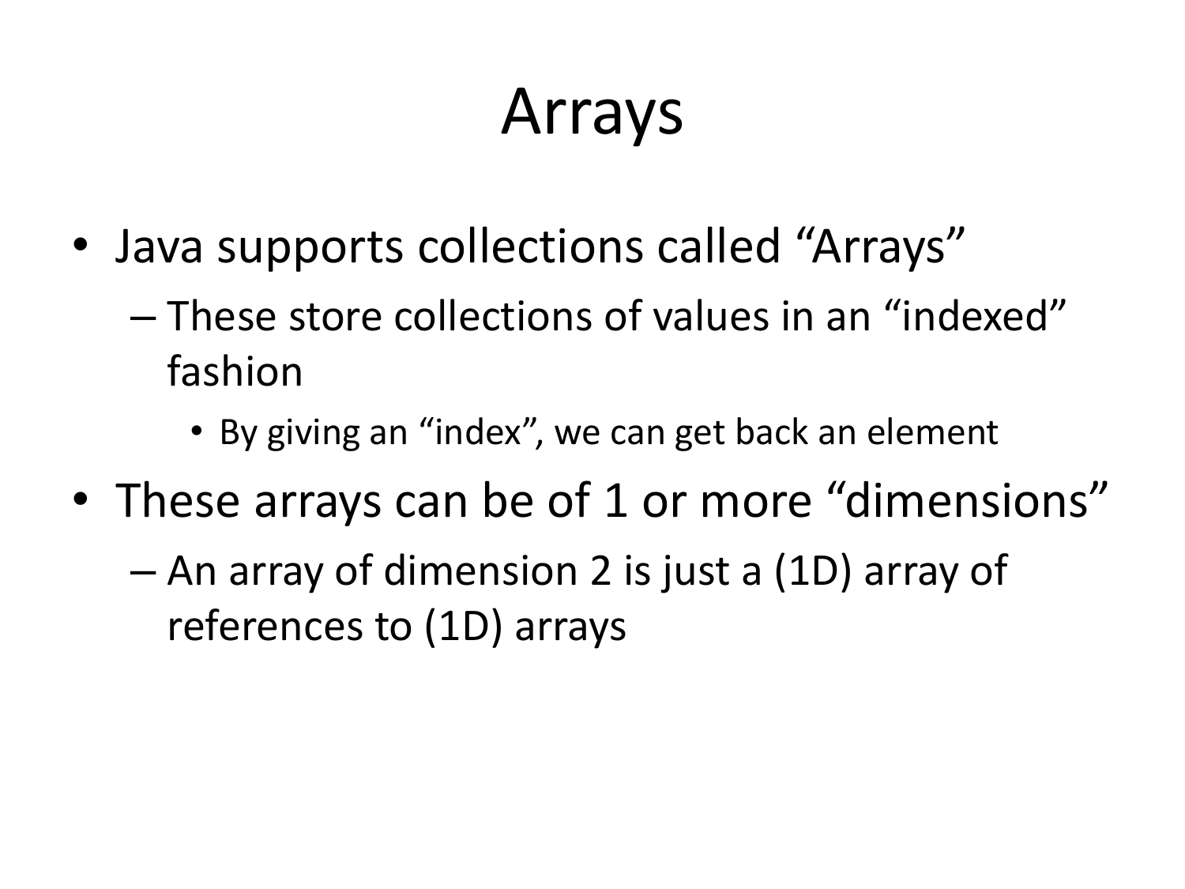# Arrays

- Java supports collections called “Arrays”
  - These store collections of values in an “indexed” fashion
    - By giving an “index”, we can get back an element
- These arrays can be of 1 or more “dimensions”
  - An array of dimension 2 is just a (1D) array of references to (1D) arrays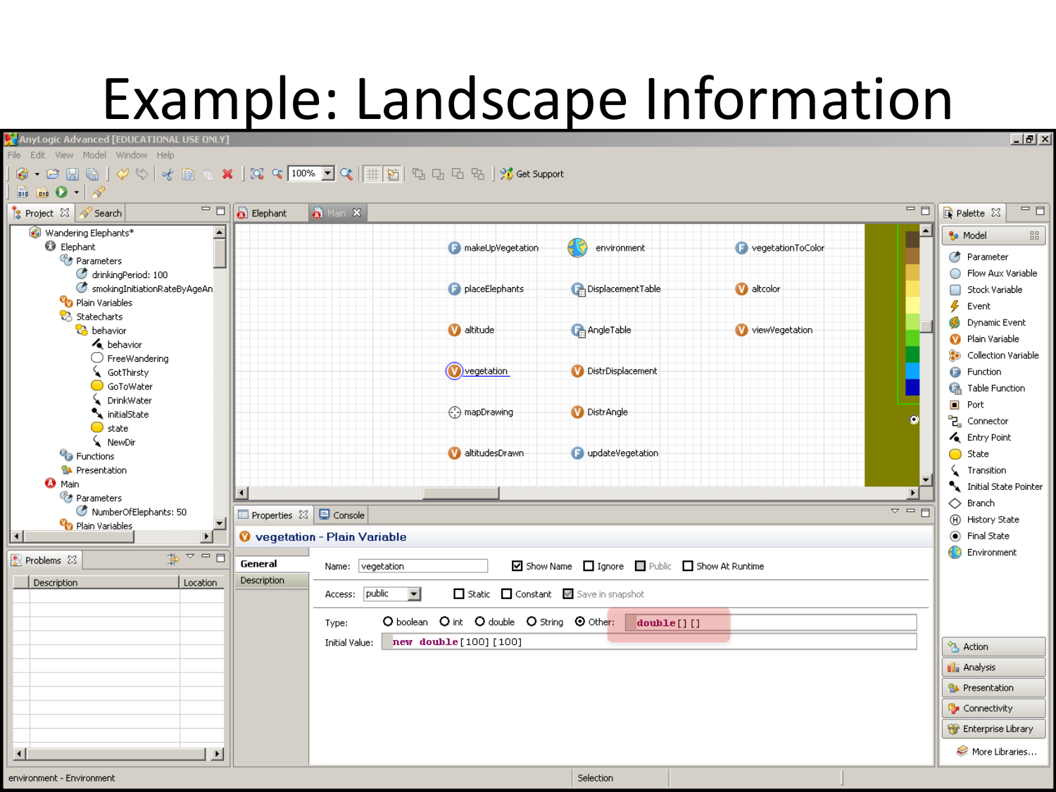# Example: Landscape Information